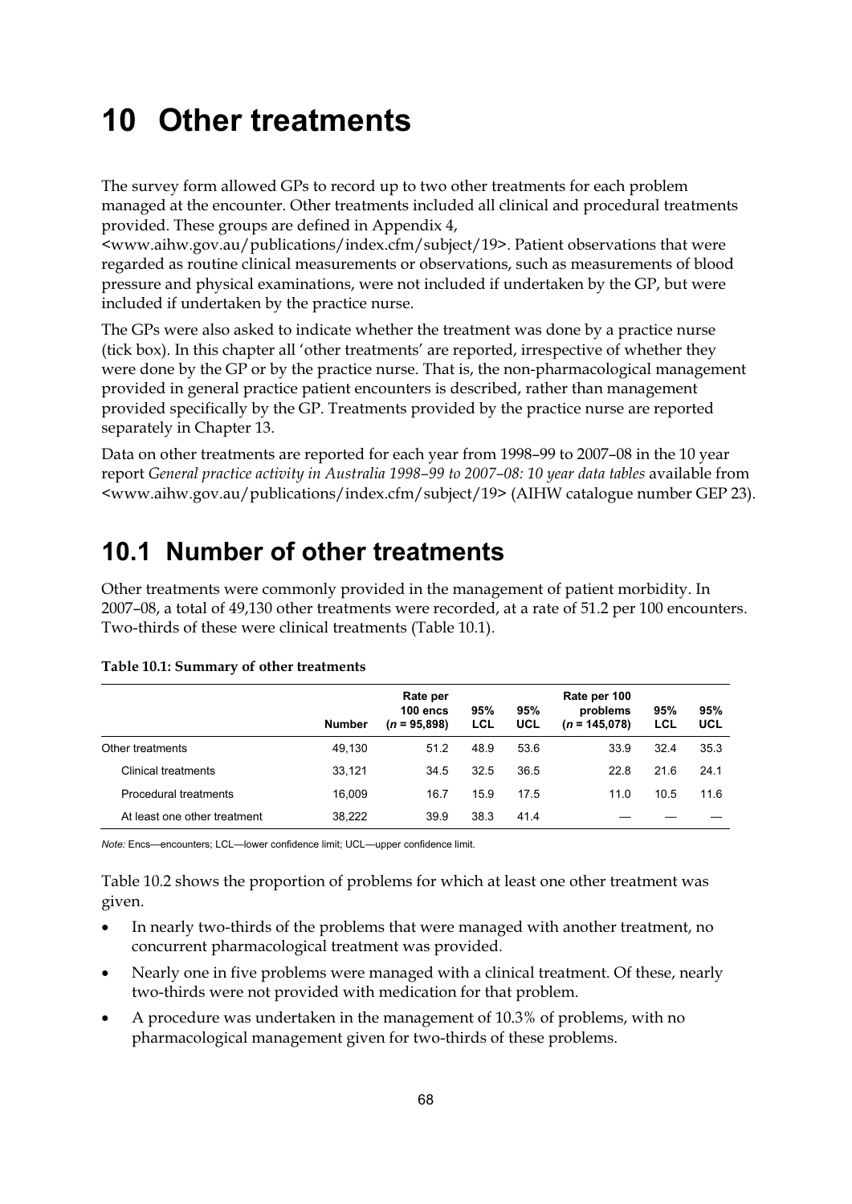# 10 Other treatments

The survey form allowed GPs to record up to two other treatments for each problem managed at the encounter. Other treatments included all clinical and procedural treatments provided. These groups are defined in Appendix 4, <www.aihw.gov.au/publications/index.cfm/subject/19>. Patient observations that were regarded as routine clinical measurements or observations, such as measurements of blood pressure and physical examinations, were not included if undertaken by the GP, but were included if undertaken by the practice nurse.

The GPs were also asked to indicate whether the treatment was done by a practice nurse (tick box). In this chapter all 'other treatments' are reported, irrespective of whether they were done by the GP or by the practice nurse. That is, the non-pharmacological management provided in general practice patient encounters is described, rather than management provided specifically by the GP. Treatments provided by the practice nurse are reported separately in Chapter 13.

Data on other treatments are reported for each year from 1998–99 to 2007–08 in the 10 year report *General practice activity in Australia 1998–99 to 2007–08: 10 year data tables* available from <www.aihw.gov.au/publications/index.cfm/subject/19> (AIHW catalogue number GEP 23).

## 10.1 Number of other treatments

Other treatments were commonly provided in the management of patient morbidity. In 2007–08, a total of 49,130 other treatments were recorded, at a rate of 51.2 per 100 encounters. Two-thirds of these were clinical treatments (Table 10.1).

**Table 10.1: Summary of other treatments**

| | Number | Rate per 100 encs ($n$ = 95,898) | 95% LCL | 95% UCL | Rate per 100 problems ($n$ = 145,078) | 95% LCL | 95% UCL |
|---|---|---|---|---|---|---|---|
| Other treatments | 49,130 | 51.2 | 48.9 | 53.6 | 33.9 | 32.4 | 35.3 |
| Clinical treatments | 33,121 | 34.5 | 32.5 | 36.5 | 22.8 | 21.6 | 24.1 |
| Procedural treatments | 16,009 | 16.7 | 15.9 | 17.5 | 11.0 | 10.5 | 11.6 |
| At least one other treatment | 38,222 | 39.9 | 38.3 | 41.4 | — | — | — |

*Note:* Encs—encounters; LCL—lower confidence limit; UCL—upper confidence limit.

Table 10.2 shows the proportion of problems for which at least one other treatment was given.

- In nearly two-thirds of the problems that were managed with another treatment, no concurrent pharmacological treatment was provided.
- Nearly one in five problems were managed with a clinical treatment. Of these, nearly two-thirds were not provided with medication for that problem.
- A procedure was undertaken in the management of 10.3% of problems, with no pharmacological management given for two-thirds of these problems.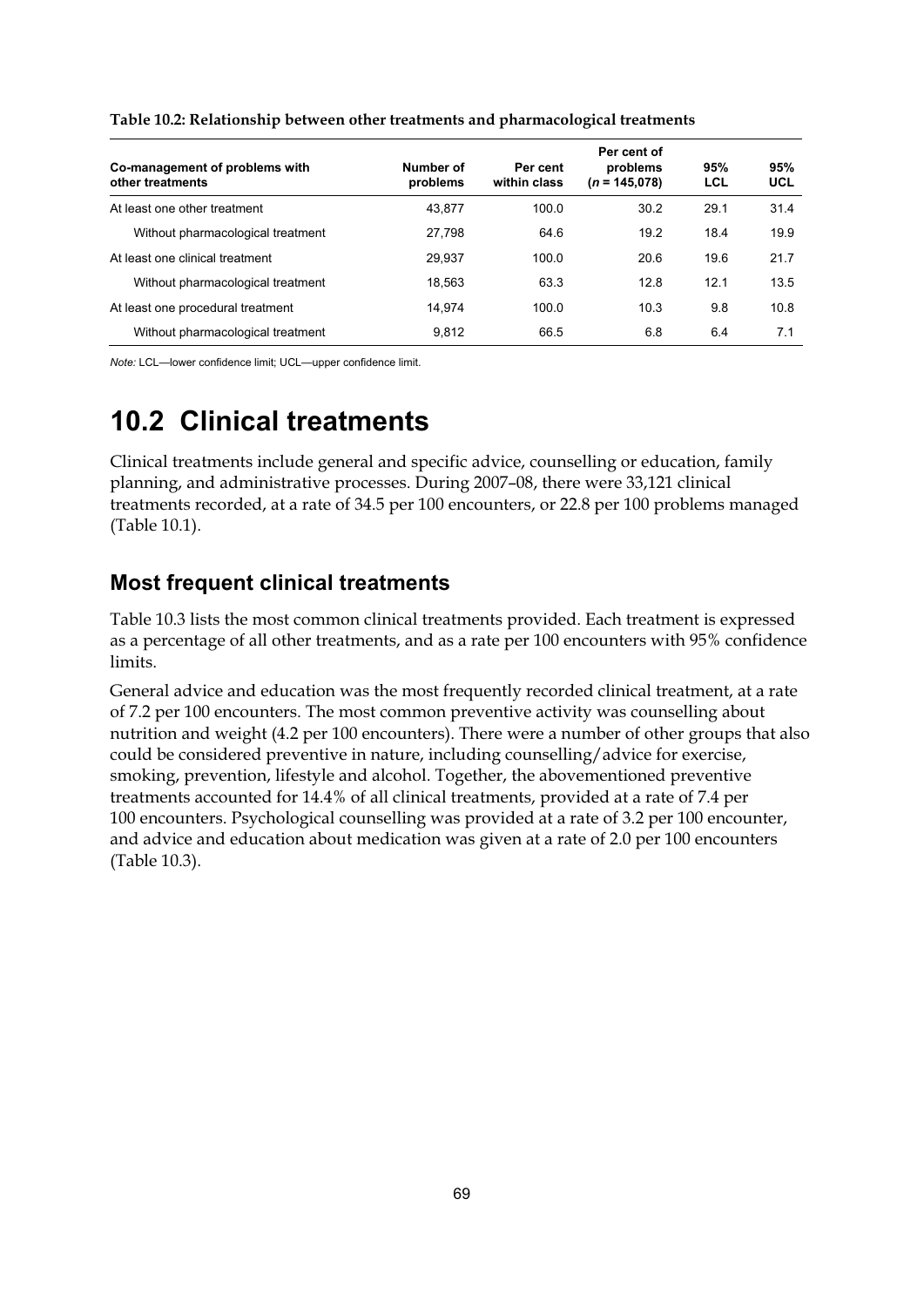**Table 10.2: Relationship between other treatments and pharmacological treatments**

| Co-management of problems with other treatments | Number of problems | Per cent within class | Per cent of problems (*n* = 145,078) | 95% LCL | 95% UCL |
|---|---|---|---|---|---|
| At least one other treatment | 43,877 | 100.0 | 30.2 | 29.1 | 31.4 |
| Without pharmacological treatment | 27,798 | 64.6 | 19.2 | 18.4 | 19.9 |
| At least one clinical treatment | 29,937 | 100.0 | 20.6 | 19.6 | 21.7 |
| Without pharmacological treatment | 18,563 | 63.3 | 12.8 | 12.1 | 13.5 |
| At least one procedural treatment | 14,974 | 100.0 | 10.3 | 9.8 | 10.8 |
| Without pharmacological treatment | 9,812 | 66.5 | 6.8 | 6.4 | 7.1 |

*Note:* LCL—lower confidence limit; UCL—upper confidence limit.

# 10.2 Clinical treatments

Clinical treatments include general and specific advice, counselling or education, family planning, and administrative processes. During 2007–08, there were 33,121 clinical treatments recorded, at a rate of 34.5 per 100 encounters, or 22.8 per 100 problems managed (Table 10.1).

## Most frequent clinical treatments

Table 10.3 lists the most common clinical treatments provided. Each treatment is expressed as a percentage of all other treatments, and as a rate per 100 encounters with 95% confidence limits.

General advice and education was the most frequently recorded clinical treatment, at a rate of 7.2 per 100 encounters. The most common preventive activity was counselling about nutrition and weight (4.2 per 100 encounters). There were a number of other groups that also could be considered preventive in nature, including counselling/advice for exercise, smoking, prevention, lifestyle and alcohol. Together, the abovementioned preventive treatments accounted for 14.4% of all clinical treatments, provided at a rate of 7.4 per 100 encounters. Psychological counselling was provided at a rate of 3.2 per 100 encounter, and advice and education about medication was given at a rate of 2.0 per 100 encounters (Table 10.3).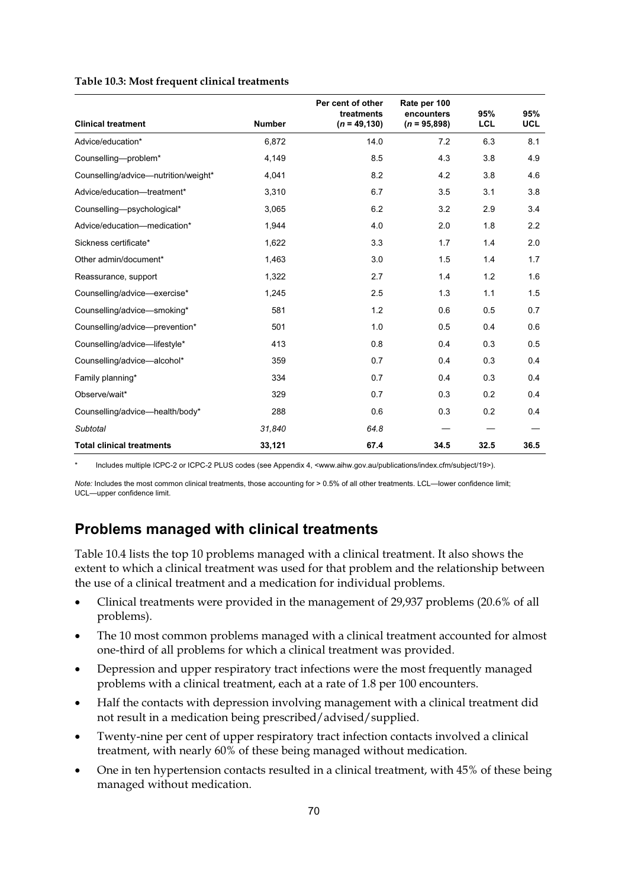**Table 10.3: Most frequent clinical treatments**

| Clinical treatment | Number | Per cent of other treatments (*n* = 49,130) | Rate per 100 encounters (*n* = 95,898) | 95% LCL | 95% UCL |
|---|---|---|---|---|---|
| Advice/education* | 6,872 | 14.0 | 7.2 | 6.3 | 8.1 |
| Counselling—problem* | 4,149 | 8.5 | 4.3 | 3.8 | 4.9 |
| Counselling/advice—nutrition/weight* | 4,041 | 8.2 | 4.2 | 3.8 | 4.6 |
| Advice/education—treatment* | 3,310 | 6.7 | 3.5 | 3.1 | 3.8 |
| Counselling—psychological* | 3,065 | 6.2 | 3.2 | 2.9 | 3.4 |
| Advice/education—medication* | 1,944 | 4.0 | 2.0 | 1.8 | 2.2 |
| Sickness certificate* | 1,622 | 3.3 | 1.7 | 1.4 | 2.0 |
| Other admin/document* | 1,463 | 3.0 | 1.5 | 1.4 | 1.7 |
| Reassurance, support | 1,322 | 2.7 | 1.4 | 1.2 | 1.6 |
| Counselling/advice—exercise* | 1,245 | 2.5 | 1.3 | 1.1 | 1.5 |
| Counselling/advice—smoking* | 581 | 1.2 | 0.6 | 0.5 | 0.7 |
| Counselling/advice—prevention* | 501 | 1.0 | 0.5 | 0.4 | 0.6 |
| Counselling/advice—lifestyle* | 413 | 0.8 | 0.4 | 0.3 | 0.5 |
| Counselling/advice—alcohol* | 359 | 0.7 | 0.4 | 0.3 | 0.4 |
| Family planning* | 334 | 0.7 | 0.4 | 0.3 | 0.4 |
| Observe/wait* | 329 | 0.7 | 0.3 | 0.2 | 0.4 |
| Counselling/advice—health/body* | 288 | 0.6 | 0.3 | 0.2 | 0.4 |
| *Subtotal* | *31,840* | *64.8* | — | — | — |
| **Total clinical treatments** | **33,121** | **67.4** | **34.5** | **32.5** | **36.5** |

\* Includes multiple ICPC-2 or ICPC-2 PLUS codes (see Appendix 4, <www.aihw.gov.au/publications/index.cfm/subject/19>).

*Note:* Includes the most common clinical treatments, those accounting for > 0.5% of all other treatments. LCL—lower confidence limit; UCL—upper confidence limit.

## Problems managed with clinical treatments

Table 10.4 lists the top 10 problems managed with a clinical treatment. It also shows the extent to which a clinical treatment was used for that problem and the relationship between the use of a clinical treatment and a medication for individual problems.

- Clinical treatments were provided in the management of 29,937 problems (20.6% of all problems).
- The 10 most common problems managed with a clinical treatment accounted for almost one-third of all problems for which a clinical treatment was provided.
- Depression and upper respiratory tract infections were the most frequently managed problems with a clinical treatment, each at a rate of 1.8 per 100 encounters.
- Half the contacts with depression involving management with a clinical treatment did not result in a medication being prescribed/advised/supplied.
- Twenty-nine per cent of upper respiratory tract infection contacts involved a clinical treatment, with nearly 60% of these being managed without medication.
- One in ten hypertension contacts resulted in a clinical treatment, with 45% of these being managed without medication.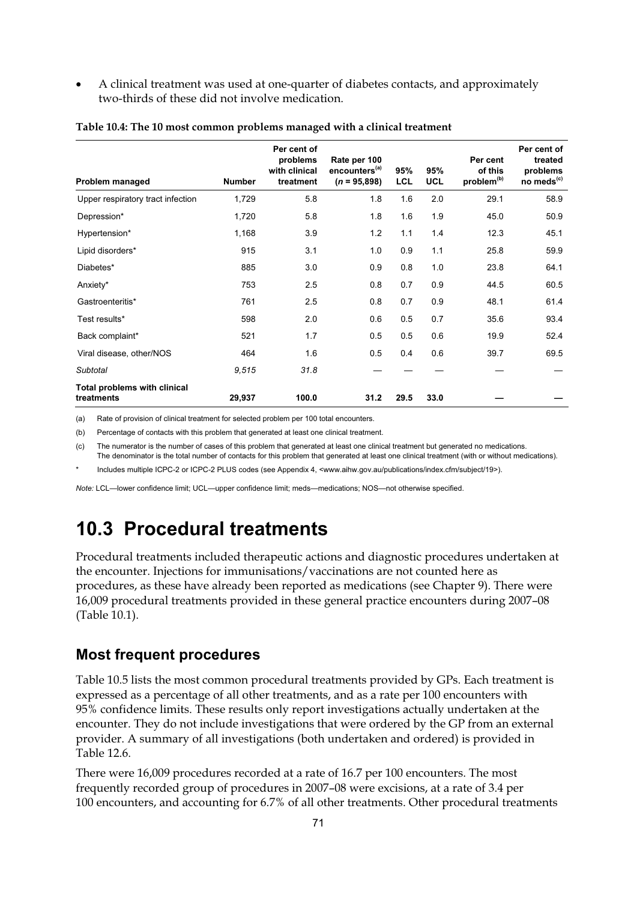- A clinical treatment was used at one-quarter of diabetes contacts, and approximately two-thirds of these did not involve medication.

**Table 10.4: The 10 most common problems managed with a clinical treatment**

| Problem managed | Number | Per cent of problems with clinical treatment | Rate per 100 encounters[(a)] (*n* = 95,898) | 95% LCL | 95% UCL | Per cent of this problem[(b)] | Per cent of treated problems no meds[(c)] |
|---|---|---|---|---|---|---|---|
| Upper respiratory tract infection | 1,729 | 5.8 | 1.8 | 1.6 | 2.0 | 29.1 | 58.9 |
| Depression* | 1,720 | 5.8 | 1.8 | 1.6 | 1.9 | 45.0 | 50.9 |
| Hypertension* | 1,168 | 3.9 | 1.2 | 1.1 | 1.4 | 12.3 | 45.1 |
| Lipid disorders* | 915 | 3.1 | 1.0 | 0.9 | 1.1 | 25.8 | 59.9 |
| Diabetes* | 885 | 3.0 | 0.9 | 0.8 | 1.0 | 23.8 | 64.1 |
| Anxiety* | 753 | 2.5 | 0.8 | 0.7 | 0.9 | 44.5 | 60.5 |
| Gastroenteritis* | 761 | 2.5 | 0.8 | 0.7 | 0.9 | 48.1 | 61.4 |
| Test results* | 598 | 2.0 | 0.6 | 0.5 | 0.7 | 35.6 | 93.4 |
| Back complaint* | 521 | 1.7 | 0.5 | 0.5 | 0.6 | 19.9 | 52.4 |
| Viral disease, other/NOS | 464 | 1.6 | 0.5 | 0.4 | 0.6 | 39.7 | 69.5 |
| *Subtotal* | *9,515* | *31.8* | — | — | — | — | — |
| **Total problems with clinical treatments** | **29,937** | **100.0** | **31.2** | **29.5** | **33.0** | **—** | **—** |

(a) Rate of provision of clinical treatment for selected problem per 100 total encounters.

(b) Percentage of contacts with this problem that generated at least one clinical treatment.

(c) The numerator is the number of cases of this problem that generated at least one clinical treatment but generated no medications. The denominator is the total number of contacts for this problem that generated at least one clinical treatment (with or without medications).

\* Includes multiple ICPC-2 or ICPC-2 PLUS codes (see Appendix 4, <www.aihw.gov.au/publications/index.cfm/subject/19>).

*Note:* LCL—lower confidence limit; UCL—upper confidence limit; meds—medications; NOS—not otherwise specified.

# 10.3 Procedural treatments

Procedural treatments included therapeutic actions and diagnostic procedures undertaken at the encounter. Injections for immunisations/vaccinations are not counted here as procedures, as these have already been reported as medications (see Chapter 9). There were 16,009 procedural treatments provided in these general practice encounters during 2007–08 (Table 10.1).

## Most frequent procedures

Table 10.5 lists the most common procedural treatments provided by GPs. Each treatment is expressed as a percentage of all other treatments, and as a rate per 100 encounters with 95% confidence limits. These results only report investigations actually undertaken at the encounter. They do not include investigations that were ordered by the GP from an external provider. A summary of all investigations (both undertaken and ordered) is provided in Table 12.6.

There were 16,009 procedures recorded at a rate of 16.7 per 100 encounters. The most frequently recorded group of procedures in 2007–08 were excisions, at a rate of 3.4 per 100 encounters, and accounting for 6.7% of all other treatments. Other procedural treatments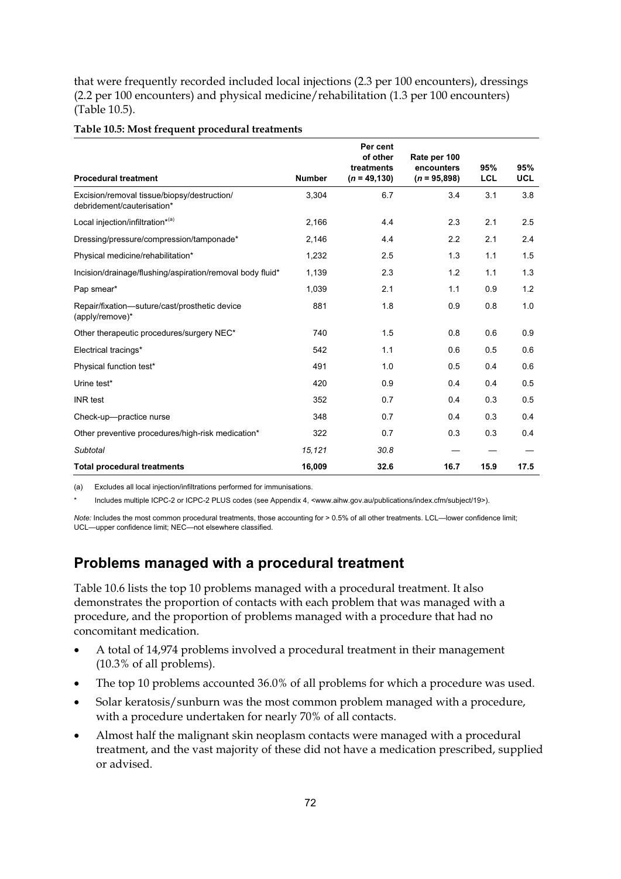that were frequently recorded included local injections (2.3 per 100 encounters), dressings (2.2 per 100 encounters) and physical medicine/rehabilitation (1.3 per 100 encounters) (Table 10.5).

**Table 10.5: Most frequent procedural treatments**

| Procedural treatment | Number | Per cent of other treatments ($n$ = 49,130) | Rate per 100 encounters ($n$ = 95,898) | 95% LCL | 95% UCL |
|---|---|---|---|---|---|
| Excision/removal tissue/biopsy/destruction/ debridement/cauterisation* | 3,304 | 6.7 | 3.4 | 3.1 | 3.8 |
| Local injection/infiltration*[(a)] | 2,166 | 4.4 | 2.3 | 2.1 | 2.5 |
| Dressing/pressure/compression/tamponade* | 2,146 | 4.4 | 2.2 | 2.1 | 2.4 |
| Physical medicine/rehabilitation* | 1,232 | 2.5 | 1.3 | 1.1 | 1.5 |
| Incision/drainage/flushing/aspiration/removal body fluid* | 1,139 | 2.3 | 1.2 | 1.1 | 1.3 |
| Pap smear* | 1,039 | 2.1 | 1.1 | 0.9 | 1.2 |
| Repair/fixation—suture/cast/prosthetic device (apply/remove)* | 881 | 1.8 | 0.9 | 0.8 | 1.0 |
| Other therapeutic procedures/surgery NEC* | 740 | 1.5 | 0.8 | 0.6 | 0.9 |
| Electrical tracings* | 542 | 1.1 | 0.6 | 0.5 | 0.6 |
| Physical function test* | 491 | 1.0 | 0.5 | 0.4 | 0.6 |
| Urine test* | 420 | 0.9 | 0.4 | 0.4 | 0.5 |
| INR test | 352 | 0.7 | 0.4 | 0.3 | 0.5 |
| Check-up—practice nurse | 348 | 0.7 | 0.4 | 0.3 | 0.4 |
| Other preventive procedures/high-risk medication* | 322 | 0.7 | 0.3 | 0.3 | 0.4 |
| *Subtotal* | *15,121* | *30.8* | — | — | — |
| **Total procedural treatments** | **16,009** | **32.6** | **16.7** | **15.9** | **17.5** |

(a) Excludes all local injection/infiltrations performed for immunisations.

\* Includes multiple ICPC-2 or ICPC-2 PLUS codes (see Appendix 4, <www.aihw.gov.au/publications/index.cfm/subject/19>).

*Note:* Includes the most common procedural treatments, those accounting for > 0.5% of all other treatments. LCL—lower confidence limit; UCL—upper confidence limit; NEC—not elsewhere classified.

## Problems managed with a procedural treatment

Table 10.6 lists the top 10 problems managed with a procedural treatment. It also demonstrates the proportion of contacts with each problem that was managed with a procedure, and the proportion of problems managed with a procedure that had no concomitant medication.

- A total of 14,974 problems involved a procedural treatment in their management (10.3% of all problems).
- The top 10 problems accounted 36.0% of all problems for which a procedure was used.
- Solar keratosis/sunburn was the most common problem managed with a procedure, with a procedure undertaken for nearly 70% of all contacts.
- Almost half the malignant skin neoplasm contacts were managed with a procedural treatment, and the vast majority of these did not have a medication prescribed, supplied or advised.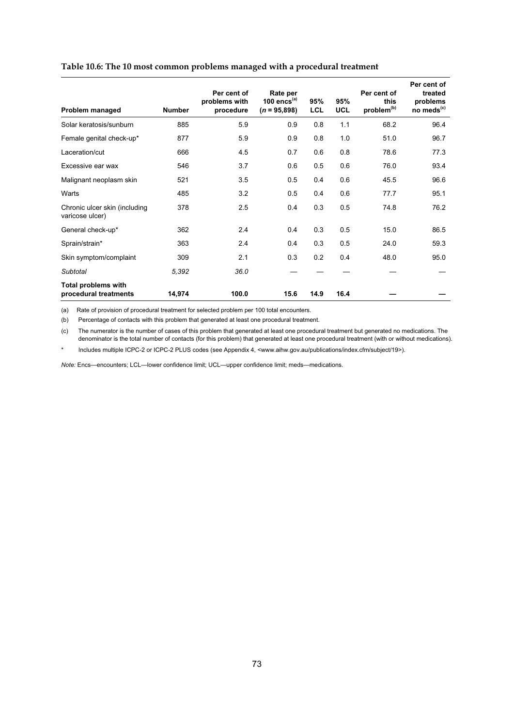**Table 10.6: The 10 most common problems managed with a procedural treatment**

| Problem managed | Number | Per cent of problems with procedure | Rate per 100 encs[(a)] ($n$ = 95,898) | 95% LCL | 95% UCL | Per cent of this problem[(b)] | Per cent of treated problems no meds[(c)] |
|---|---|---|---|---|---|---|---|
| Solar keratosis/sunburn | 885 | 5.9 | 0.9 | 0.8 | 1.1 | 68.2 | 96.4 |
| Female genital check-up* | 877 | 5.9 | 0.9 | 0.8 | 1.0 | 51.0 | 96.7 |
| Laceration/cut | 666 | 4.5 | 0.7 | 0.6 | 0.8 | 78.6 | 77.3 |
| Excessive ear wax | 546 | 3.7 | 0.6 | 0.5 | 0.6 | 76.0 | 93.4 |
| Malignant neoplasm skin | 521 | 3.5 | 0.5 | 0.4 | 0.6 | 45.5 | 96.6 |
| Warts | 485 | 3.2 | 0.5 | 0.4 | 0.6 | 77.7 | 95.1 |
| Chronic ulcer skin (including varicose ulcer) | 378 | 2.5 | 0.4 | 0.3 | 0.5 | 74.8 | 76.2 |
| General check-up* | 362 | 2.4 | 0.4 | 0.3 | 0.5 | 15.0 | 86.5 |
| Sprain/strain* | 363 | 2.4 | 0.4 | 0.3 | 0.5 | 24.0 | 59.3 |
| Skin symptom/complaint | 309 | 2.1 | 0.3 | 0.2 | 0.4 | 48.0 | 95.0 |
| *Subtotal* | *5,392* | *36.0* | — | — | — | — | — |
| **Total problems with procedural treatments** | **14,974** | **100.0** | **15.6** | **14.9** | **16.4** | **—** | **—** |

(a) Rate of provision of procedural treatment for selected problem per 100 total encounters.

(b) Percentage of contacts with this problem that generated at least one procedural treatment.

(c) The numerator is the number of cases of this problem that generated at least one procedural treatment but generated no medications. The denominator is the total number of contacts (for this problem) that generated at least one procedural treatment (with or without medications).

\* Includes multiple ICPC-2 or ICPC-2 PLUS codes (see Appendix 4, <www.aihw.gov.au/publications/index.cfm/subject/19>).

*Note:* Encs—encounters; LCL—lower confidence limit; UCL—upper confidence limit; meds—medications.